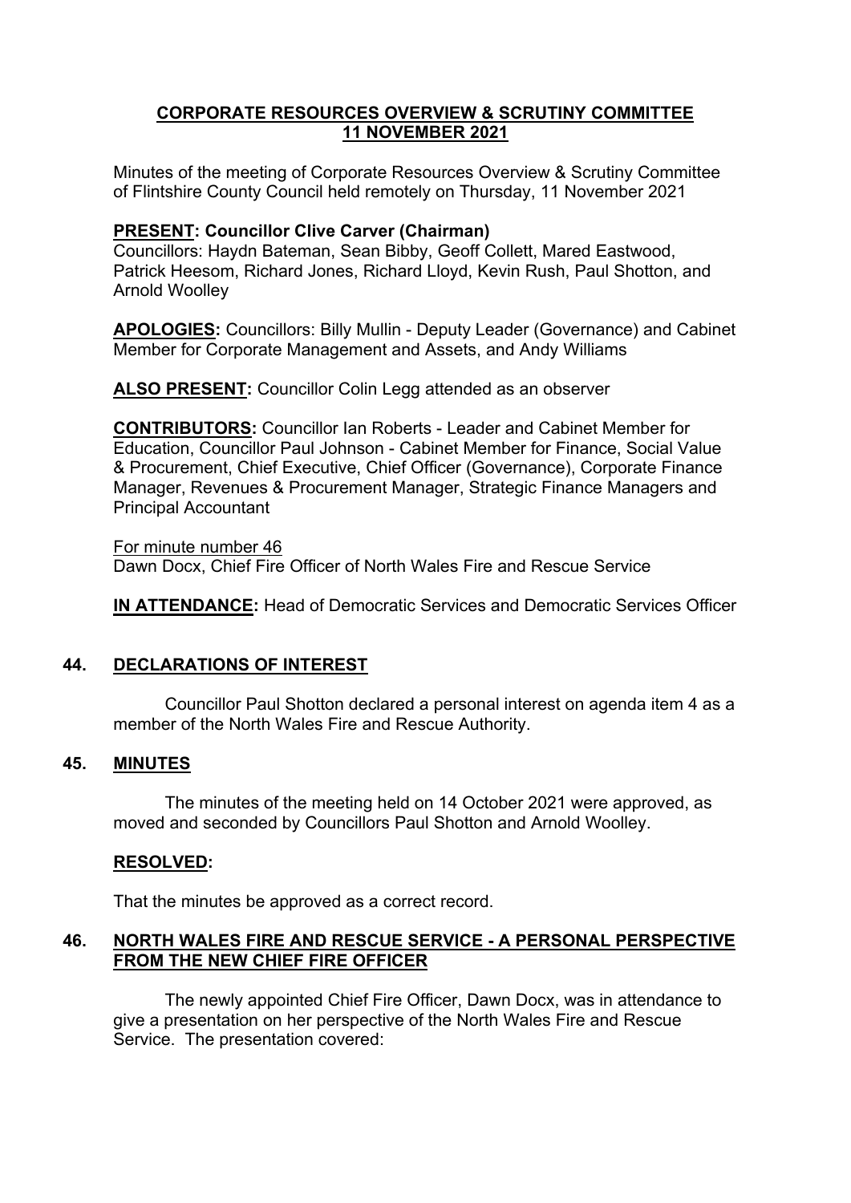# CORPORATE RESOURCES OVERVIEW & SCRUTINY COMMITTEE
## 11 NOVEMBER 2021

Minutes of the meeting of Corporate Resources Overview & Scrutiny Committee of Flintshire County Council held remotely on Thursday, 11 November 2021

**PRESENT: Councillor Clive Carver (Chairman)**
Councillors: Haydn Bateman, Sean Bibby, Geoff Collett, Mared Eastwood, Patrick Heesom, Richard Jones, Richard Lloyd, Kevin Rush, Paul Shotton, and Arnold Woolley

**APOLOGIES:** Councillors: Billy Mullin - Deputy Leader (Governance) and Cabinet Member for Corporate Management and Assets, and Andy Williams

**ALSO PRESENT:** Councillor Colin Legg attended as an observer

**CONTRIBUTORS:** Councillor Ian Roberts - Leader and Cabinet Member for Education, Councillor Paul Johnson - Cabinet Member for Finance, Social Value & Procurement, Chief Executive, Chief Officer (Governance), Corporate Finance Manager, Revenues & Procurement Manager, Strategic Finance Managers and Principal Accountant

For minute number 46
Dawn Docx, Chief Fire Officer of North Wales Fire and Rescue Service

**IN ATTENDANCE:** Head of Democratic Services and Democratic Services Officer

## 44. DECLARATIONS OF INTEREST

Councillor Paul Shotton declared a personal interest on agenda item 4 as a member of the North Wales Fire and Rescue Authority.

## 45. MINUTES

The minutes of the meeting held on 14 October 2021 were approved, as moved and seconded by Councillors Paul Shotton and Arnold Woolley.

**RESOLVED:**

That the minutes be approved as a correct record.

## 46. NORTH WALES FIRE AND RESCUE SERVICE - A PERSONAL PERSPECTIVE FROM THE NEW CHIEF FIRE OFFICER

The newly appointed Chief Fire Officer, Dawn Docx, was in attendance to give a presentation on her perspective of the North Wales Fire and Rescue Service. The presentation covered: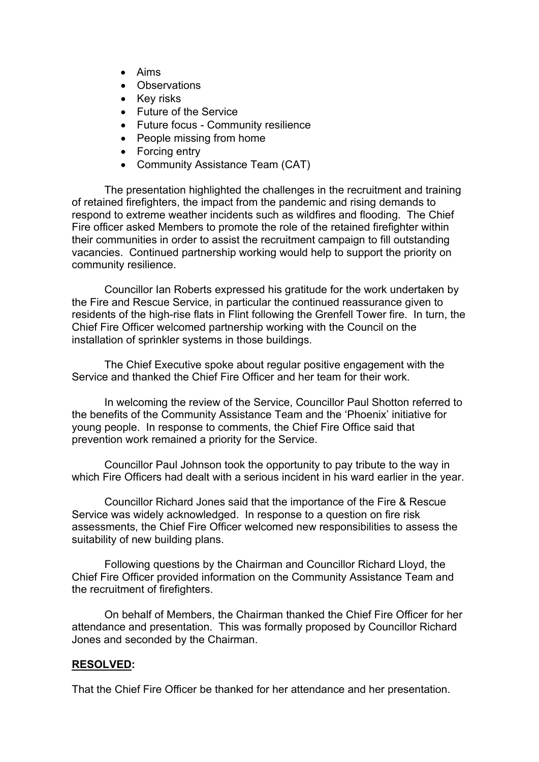- Aims
- Observations
- Key risks
- Future of the Service
- Future focus - Community resilience
- People missing from home
- Forcing entry
- Community Assistance Team (CAT)

The presentation highlighted the challenges in the recruitment and training of retained firefighters, the impact from the pandemic and rising demands to respond to extreme weather incidents such as wildfires and flooding. The Chief Fire officer asked Members to promote the role of the retained firefighter within their communities in order to assist the recruitment campaign to fill outstanding vacancies. Continued partnership working would help to support the priority on community resilience.

Councillor Ian Roberts expressed his gratitude for the work undertaken by the Fire and Rescue Service, in particular the continued reassurance given to residents of the high-rise flats in Flint following the Grenfell Tower fire. In turn, the Chief Fire Officer welcomed partnership working with the Council on the installation of sprinkler systems in those buildings.

The Chief Executive spoke about regular positive engagement with the Service and thanked the Chief Fire Officer and her team for their work.

In welcoming the review of the Service, Councillor Paul Shotton referred to the benefits of the Community Assistance Team and the 'Phoenix' initiative for young people. In response to comments, the Chief Fire Office said that prevention work remained a priority for the Service.

Councillor Paul Johnson took the opportunity to pay tribute to the way in which Fire Officers had dealt with a serious incident in his ward earlier in the year.

Councillor Richard Jones said that the importance of the Fire & Rescue Service was widely acknowledged. In response to a question on fire risk assessments, the Chief Fire Officer welcomed new responsibilities to assess the suitability of new building plans.

Following questions by the Chairman and Councillor Richard Lloyd, the Chief Fire Officer provided information on the Community Assistance Team and the recruitment of firefighters.

On behalf of Members, the Chairman thanked the Chief Fire Officer for her attendance and presentation. This was formally proposed by Councillor Richard Jones and seconded by the Chairman.

**RESOLVED:**

That the Chief Fire Officer be thanked for her attendance and her presentation.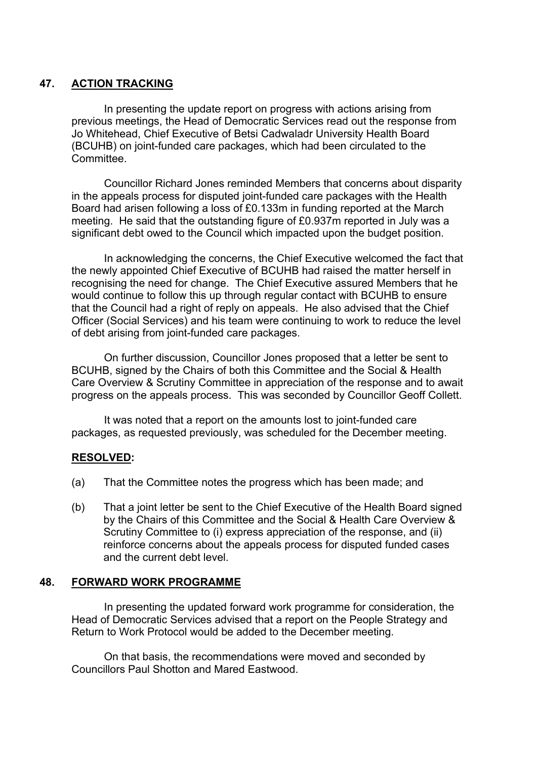## 47. ACTION TRACKING

In presenting the update report on progress with actions arising from previous meetings, the Head of Democratic Services read out the response from Jo Whitehead, Chief Executive of Betsi Cadwaladr University Health Board (BCUHB) on joint-funded care packages, which had been circulated to the Committee.

Councillor Richard Jones reminded Members that concerns about disparity in the appeals process for disputed joint-funded care packages with the Health Board had arisen following a loss of £0.133m in funding reported at the March meeting. He said that the outstanding figure of £0.937m reported in July was a significant debt owed to the Council which impacted upon the budget position.

In acknowledging the concerns, the Chief Executive welcomed the fact that the newly appointed Chief Executive of BCUHB had raised the matter herself in recognising the need for change. The Chief Executive assured Members that he would continue to follow this up through regular contact with BCUHB to ensure that the Council had a right of reply on appeals. He also advised that the Chief Officer (Social Services) and his team were continuing to work to reduce the level of debt arising from joint-funded care packages.

On further discussion, Councillor Jones proposed that a letter be sent to BCUHB, signed by the Chairs of both this Committee and the Social & Health Care Overview & Scrutiny Committee in appreciation of the response and to await progress on the appeals process. This was seconded by Councillor Geoff Collett.

It was noted that a report on the amounts lost to joint-funded care packages, as requested previously, was scheduled for the December meeting.

**RESOLVED:**

(a) That the Committee notes the progress which has been made; and

(b) That a joint letter be sent to the Chief Executive of the Health Board signed by the Chairs of this Committee and the Social & Health Care Overview & Scrutiny Committee to (i) express appreciation of the response, and (ii) reinforce concerns about the appeals process for disputed funded cases and the current debt level.

## 48. FORWARD WORK PROGRAMME

In presenting the updated forward work programme for consideration, the Head of Democratic Services advised that a report on the People Strategy and Return to Work Protocol would be added to the December meeting.

On that basis, the recommendations were moved and seconded by Councillors Paul Shotton and Mared Eastwood.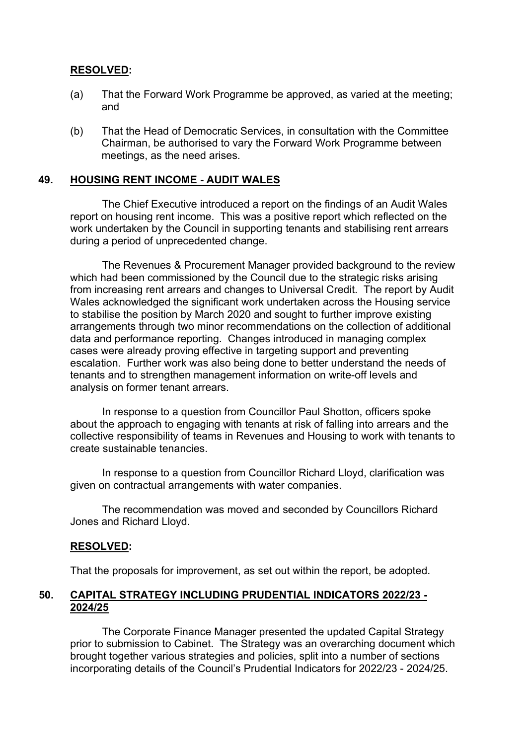**RESOLVED:**

(a) That the Forward Work Programme be approved, as varied at the meeting; and

(b) That the Head of Democratic Services, in consultation with the Committee Chairman, be authorised to vary the Forward Work Programme between meetings, as the need arises.

## 49. HOUSING RENT INCOME - AUDIT WALES

The Chief Executive introduced a report on the findings of an Audit Wales report on housing rent income. This was a positive report which reflected on the work undertaken by the Council in supporting tenants and stabilising rent arrears during a period of unprecedented change.

The Revenues & Procurement Manager provided background to the review which had been commissioned by the Council due to the strategic risks arising from increasing rent arrears and changes to Universal Credit. The report by Audit Wales acknowledged the significant work undertaken across the Housing service to stabilise the position by March 2020 and sought to further improve existing arrangements through two minor recommendations on the collection of additional data and performance reporting. Changes introduced in managing complex cases were already proving effective in targeting support and preventing escalation. Further work was also being done to better understand the needs of tenants and to strengthen management information on write-off levels and analysis on former tenant arrears.

In response to a question from Councillor Paul Shotton, officers spoke about the approach to engaging with tenants at risk of falling into arrears and the collective responsibility of teams in Revenues and Housing to work with tenants to create sustainable tenancies.

In response to a question from Councillor Richard Lloyd, clarification was given on contractual arrangements with water companies.

The recommendation was moved and seconded by Councillors Richard Jones and Richard Lloyd.

**RESOLVED:**

That the proposals for improvement, as set out within the report, be adopted.

## 50. CAPITAL STRATEGY INCLUDING PRUDENTIAL INDICATORS 2022/23 - 2024/25

The Corporate Finance Manager presented the updated Capital Strategy prior to submission to Cabinet. The Strategy was an overarching document which brought together various strategies and policies, split into a number of sections incorporating details of the Council's Prudential Indicators for 2022/23 - 2024/25.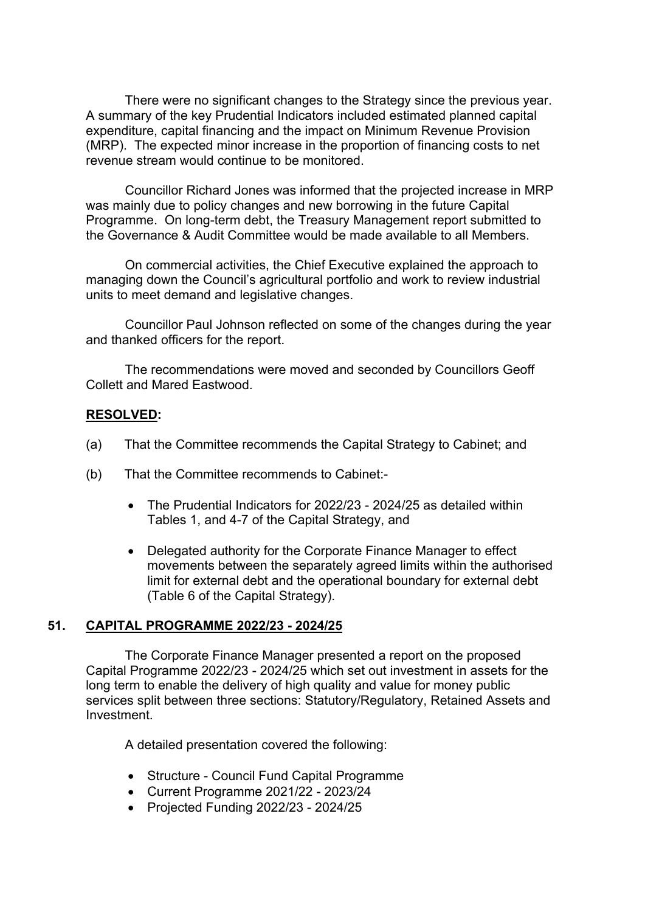There were no significant changes to the Strategy since the previous year. A summary of the key Prudential Indicators included estimated planned capital expenditure, capital financing and the impact on Minimum Revenue Provision (MRP). The expected minor increase in the proportion of financing costs to net revenue stream would continue to be monitored.

Councillor Richard Jones was informed that the projected increase in MRP was mainly due to policy changes and new borrowing in the future Capital Programme. On long-term debt, the Treasury Management report submitted to the Governance & Audit Committee would be made available to all Members.

On commercial activities, the Chief Executive explained the approach to managing down the Council's agricultural portfolio and work to review industrial units to meet demand and legislative changes.

Councillor Paul Johnson reflected on some of the changes during the year and thanked officers for the report.

The recommendations were moved and seconded by Councillors Geoff Collett and Mared Eastwood.

**RESOLVED:**

(a) That the Committee recommends the Capital Strategy to Cabinet; and

(b) That the Committee recommends to Cabinet:-

- The Prudential Indicators for 2022/23 - 2024/25 as detailed within Tables 1, and 4-7 of the Capital Strategy, and
- Delegated authority for the Corporate Finance Manager to effect movements between the separately agreed limits within the authorised limit for external debt and the operational boundary for external debt (Table 6 of the Capital Strategy).

## 51. CAPITAL PROGRAMME 2022/23 - 2024/25

The Corporate Finance Manager presented a report on the proposed Capital Programme 2022/23 - 2024/25 which set out investment in assets for the long term to enable the delivery of high quality and value for money public services split between three sections: Statutory/Regulatory, Retained Assets and Investment.

A detailed presentation covered the following:

- Structure - Council Fund Capital Programme
- Current Programme 2021/22 - 2023/24
- Projected Funding 2022/23 - 2024/25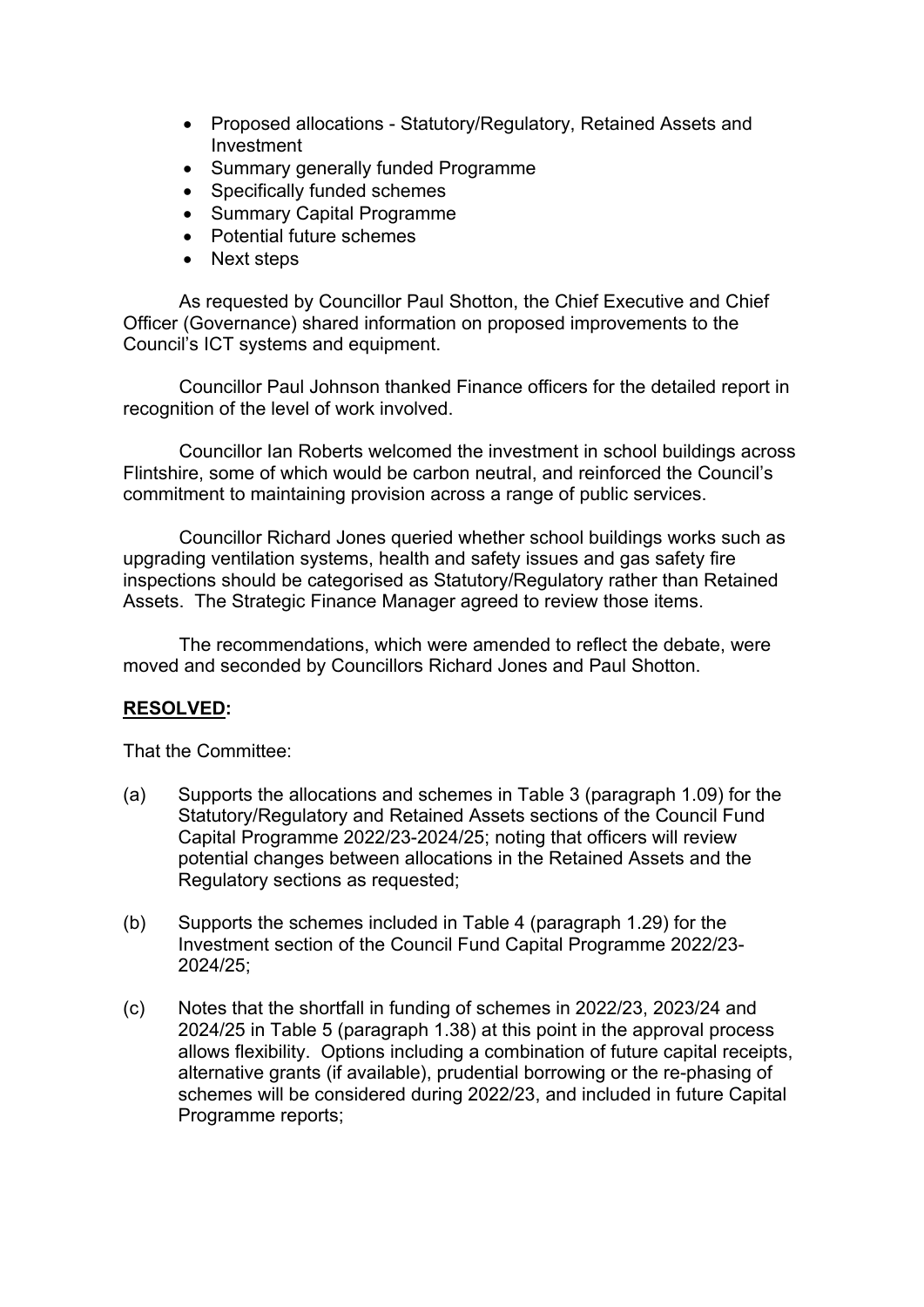- Proposed allocations - Statutory/Regulatory, Retained Assets and Investment
- Summary generally funded Programme
- Specifically funded schemes
- Summary Capital Programme
- Potential future schemes
- Next steps

As requested by Councillor Paul Shotton, the Chief Executive and Chief Officer (Governance) shared information on proposed improvements to the Council's ICT systems and equipment.

Councillor Paul Johnson thanked Finance officers for the detailed report in recognition of the level of work involved.

Councillor Ian Roberts welcomed the investment in school buildings across Flintshire, some of which would be carbon neutral, and reinforced the Council's commitment to maintaining provision across a range of public services.

Councillor Richard Jones queried whether school buildings works such as upgrading ventilation systems, health and safety issues and gas safety fire inspections should be categorised as Statutory/Regulatory rather than Retained Assets. The Strategic Finance Manager agreed to review those items.

The recommendations, which were amended to reflect the debate, were moved and seconded by Councillors Richard Jones and Paul Shotton.

**RESOLVED:**

That the Committee:

(a) Supports the allocations and schemes in Table 3 (paragraph 1.09) for the Statutory/Regulatory and Retained Assets sections of the Council Fund Capital Programme 2022/23-2024/25; noting that officers will review potential changes between allocations in the Retained Assets and the Regulatory sections as requested;

(b) Supports the schemes included in Table 4 (paragraph 1.29) for the Investment section of the Council Fund Capital Programme 2022/23-2024/25;

(c) Notes that the shortfall in funding of schemes in 2022/23, 2023/24 and 2024/25 in Table 5 (paragraph 1.38) at this point in the approval process allows flexibility. Options including a combination of future capital receipts, alternative grants (if available), prudential borrowing or the re-phasing of schemes will be considered during 2022/23, and included in future Capital Programme reports;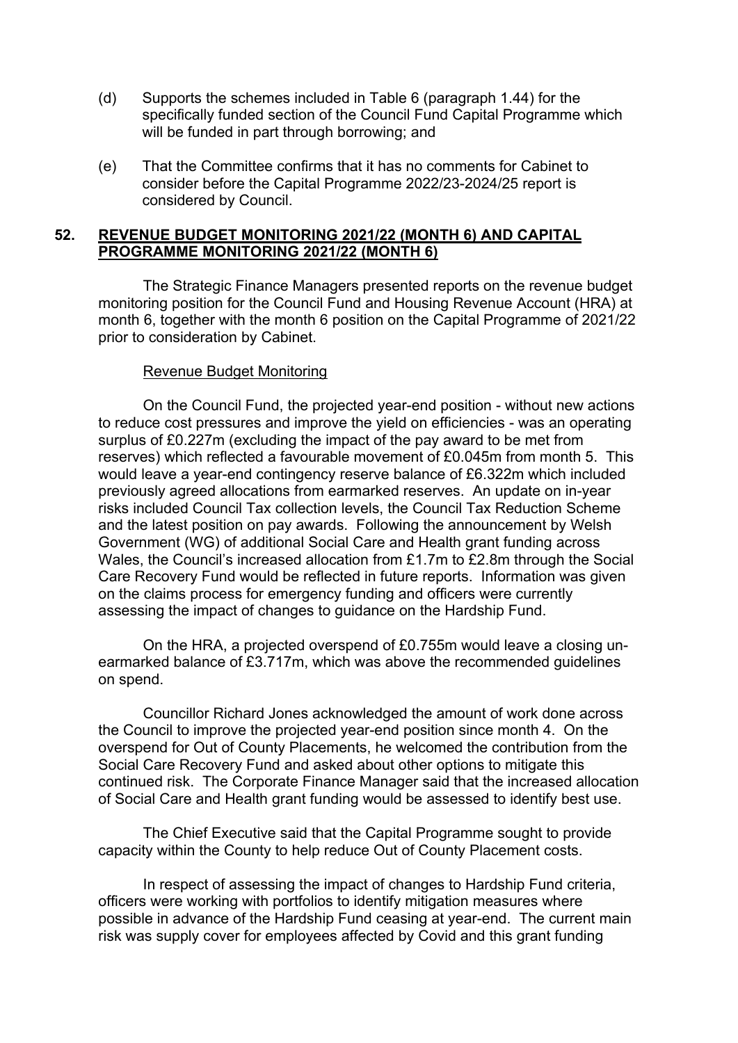(d) Supports the schemes included in Table 6 (paragraph 1.44) for the specifically funded section of the Council Fund Capital Programme which will be funded in part through borrowing; and

(e) That the Committee confirms that it has no comments for Cabinet to consider before the Capital Programme 2022/23-2024/25 report is considered by Council.

## 52. REVENUE BUDGET MONITORING 2021/22 (MONTH 6) AND CAPITAL PROGRAMME MONITORING 2021/22 (MONTH 6)

The Strategic Finance Managers presented reports on the revenue budget monitoring position for the Council Fund and Housing Revenue Account (HRA) at month 6, together with the month 6 position on the Capital Programme of 2021/22 prior to consideration by Cabinet.

Revenue Budget Monitoring

On the Council Fund, the projected year-end position - without new actions to reduce cost pressures and improve the yield on efficiencies - was an operating surplus of £0.227m (excluding the impact of the pay award to be met from reserves) which reflected a favourable movement of £0.045m from month 5. This would leave a year-end contingency reserve balance of £6.322m which included previously agreed allocations from earmarked reserves. An update on in-year risks included Council Tax collection levels, the Council Tax Reduction Scheme and the latest position on pay awards. Following the announcement by Welsh Government (WG) of additional Social Care and Health grant funding across Wales, the Council's increased allocation from £1.7m to £2.8m through the Social Care Recovery Fund would be reflected in future reports. Information was given on the claims process for emergency funding and officers were currently assessing the impact of changes to guidance on the Hardship Fund.

On the HRA, a projected overspend of £0.755m would leave a closing un-earmarked balance of £3.717m, which was above the recommended guidelines on spend.

Councillor Richard Jones acknowledged the amount of work done across the Council to improve the projected year-end position since month 4. On the overspend for Out of County Placements, he welcomed the contribution from the Social Care Recovery Fund and asked about other options to mitigate this continued risk. The Corporate Finance Manager said that the increased allocation of Social Care and Health grant funding would be assessed to identify best use.

The Chief Executive said that the Capital Programme sought to provide capacity within the County to help reduce Out of County Placement costs.

In respect of assessing the impact of changes to Hardship Fund criteria, officers were working with portfolios to identify mitigation measures where possible in advance of the Hardship Fund ceasing at year-end. The current main risk was supply cover for employees affected by Covid and this grant funding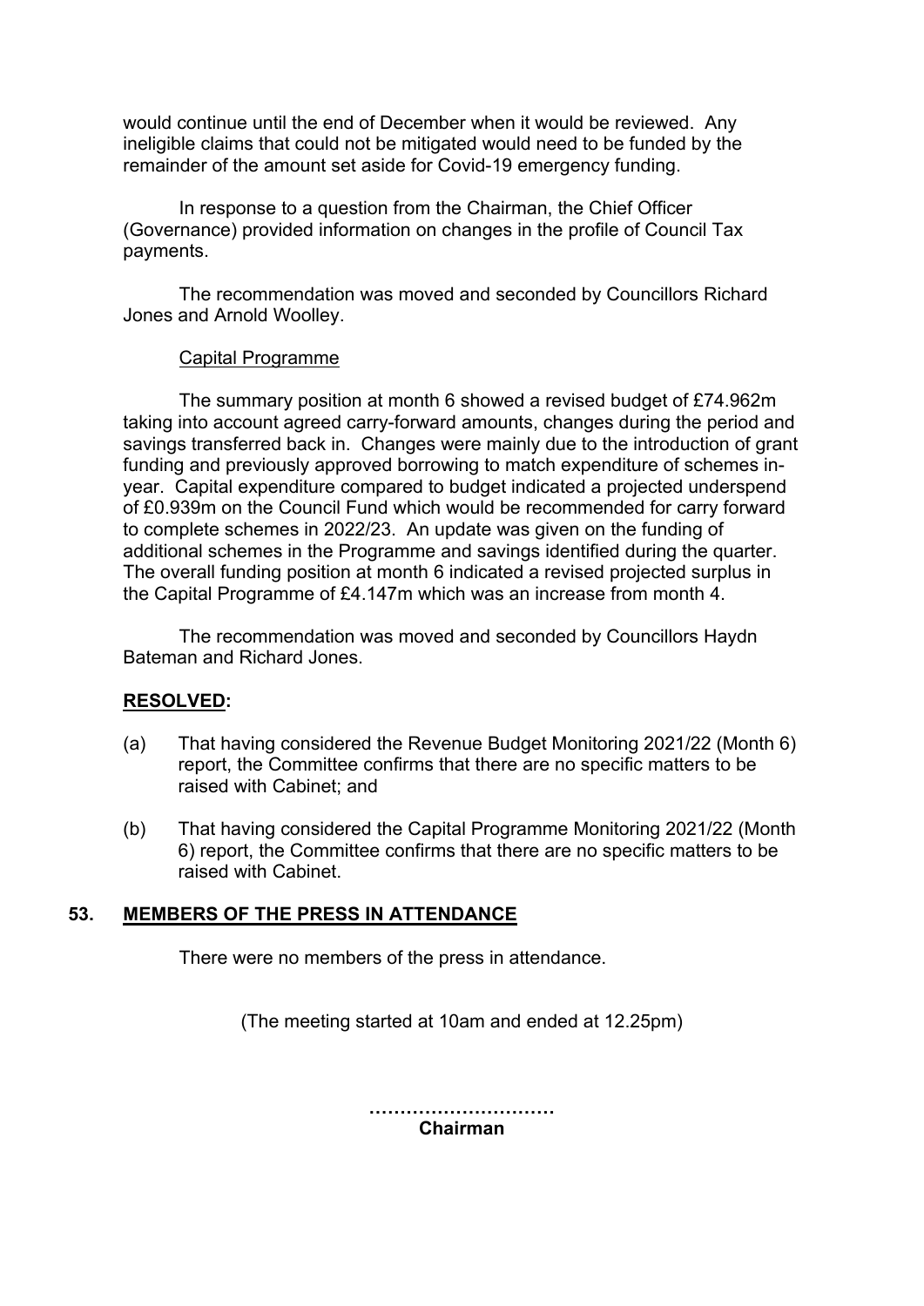would continue until the end of December when it would be reviewed. Any ineligible claims that could not be mitigated would need to be funded by the remainder of the amount set aside for Covid-19 emergency funding.

In response to a question from the Chairman, the Chief Officer (Governance) provided information on changes in the profile of Council Tax payments.

The recommendation was moved and seconded by Councillors Richard Jones and Arnold Woolley.

Capital Programme

The summary position at month 6 showed a revised budget of £74.962m taking into account agreed carry-forward amounts, changes during the period and savings transferred back in. Changes were mainly due to the introduction of grant funding and previously approved borrowing to match expenditure of schemes in-year. Capital expenditure compared to budget indicated a projected underspend of £0.939m on the Council Fund which would be recommended for carry forward to complete schemes in 2022/23. An update was given on the funding of additional schemes in the Programme and savings identified during the quarter. The overall funding position at month 6 indicated a revised projected surplus in the Capital Programme of £4.147m which was an increase from month 4.

The recommendation was moved and seconded by Councillors Haydn Bateman and Richard Jones.

**RESOLVED:**

(a) That having considered the Revenue Budget Monitoring 2021/22 (Month 6) report, the Committee confirms that there are no specific matters to be raised with Cabinet; and

(b) That having considered the Capital Programme Monitoring 2021/22 (Month 6) report, the Committee confirms that there are no specific matters to be raised with Cabinet.

## 53. MEMBERS OF THE PRESS IN ATTENDANCE

There were no members of the press in attendance.

(The meeting started at 10am and ended at 12.25pm)

…………………………
**Chairman**